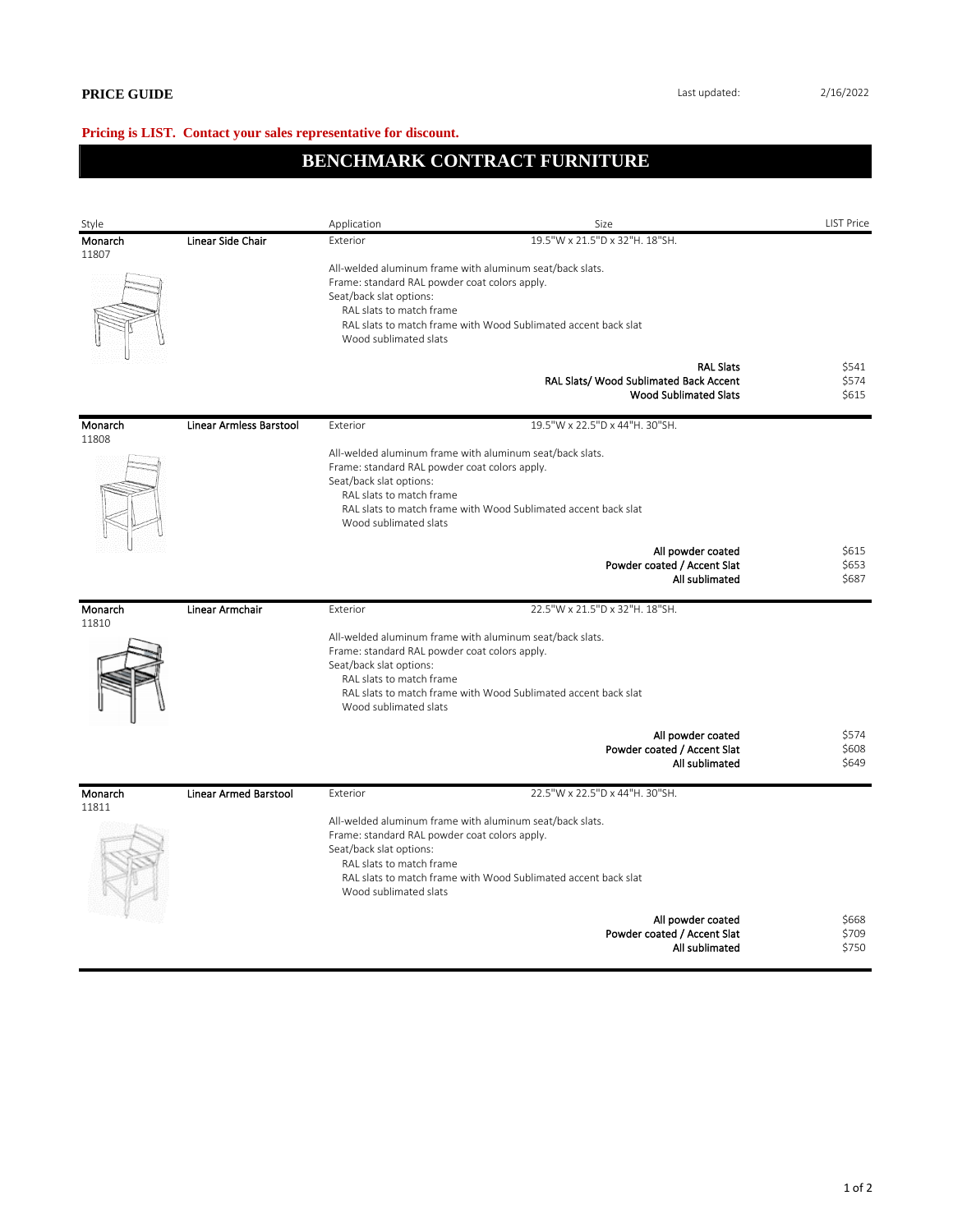**PRICE GUIDE**

Last updated: 2/16/2022

**Pricing is LIST. Contact your sales representative for discount.**

# BENCHMARK CONTRACT FURNITURE

| Style | | Application | Size | LIST Price |
|---|---|---|---|---|
| **Monarch** 11807 | **Linear Side Chair** | Exterior | 19.5"W x 21.5"D x 32"H. 18"SH. | |
| | | All-welded aluminum frame with aluminum seat/back slats.<br>Frame: standard RAL powder coat colors apply.<br>Seat/back slat options:<br>RAL slats to match frame<br>RAL slats to match frame with Wood Sublimated accent back slat<br>Wood sublimated slats | | |
| | | | **RAL Slats** | $541 |
| | | | **RAL Slats/ Wood Sublimated Back Accent** | $574 |
| | | | **Wood Sublimated Slats** | $615 |
| **Monarch** 11808 | **Linear Armless Barstool** | Exterior | 19.5"W x 22.5"D x 44"H. 30"SH. | |
| | | All-welded aluminum frame with aluminum seat/back slats.<br>Frame: standard RAL powder coat colors apply.<br>Seat/back slat options:<br>RAL slats to match frame<br>RAL slats to match frame with Wood Sublimated accent back slat<br>Wood sublimated slats | | |
| | | | **All powder coated** | $615 |
| | | | **Powder coated / Accent Slat** | $653 |
| | | | **All sublimated** | $687 |
| **Monarch** 11810 | **Linear Armchair** | Exterior | 22.5"W x 21.5"D x 32"H. 18"SH. | |
| | | All-welded aluminum frame with aluminum seat/back slats.<br>Frame: standard RAL powder coat colors apply.<br>Seat/back slat options:<br>RAL slats to match frame<br>RAL slats to match frame with Wood Sublimated accent back slat<br>Wood sublimated slats | | |
| | | | **All powder coated** | $574 |
| | | | **Powder coated / Accent Slat** | $608 |
| | | | **All sublimated** | $649 |
| **Monarch** 11811 | **Linear Armed Barstool** | Exterior | 22.5"W x 22.5"D x 44"H. 30"SH. | |
| | | All-welded aluminum frame with aluminum seat/back slats.<br>Frame: standard RAL powder coat colors apply.<br>Seat/back slat options:<br>RAL slats to match frame<br>RAL slats to match frame with Wood Sublimated accent back slat<br>Wood sublimated slats | | |
| | | | **All powder coated** | $668 |
| | | | **Powder coated / Accent Slat** | $709 |
| | | | **All sublimated** | $750 |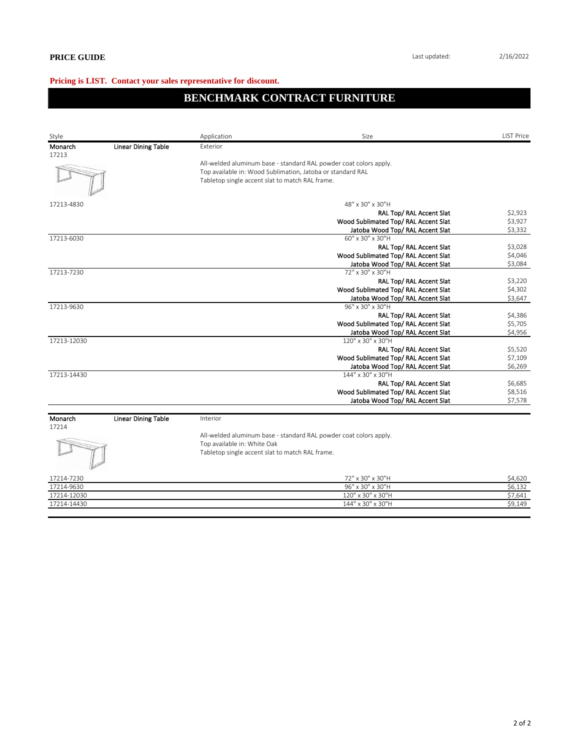**PRICE GUIDE** Last updated: 2/16/2022

**Pricing is LIST. Contact your sales representative for discount.**

# BENCHMARK CONTRACT FURNITURE

| Style | | Application | Size | LIST Price |
|---|---|---|---|---|
| **Monarch** 17213 | **Linear Dining Table** | Exterior | | |
| | | All-welded aluminum base - standard RAL powder coat colors apply. Top available in: Wood Sublimation, Jatoba or standard RAL Tabletop single accent slat to match RAL frame. | | |
| 17213-4830 | | | 48" x 30" x 30"H | |
| | | | RAL Top/ RAL Accent Slat | $2,923 |
| | | | Wood Sublimated Top/ RAL Accent Slat | $3,927 |
| | | | Jatoba Wood Top/ RAL Accent Slat | $3,332 |
| 17213-6030 | | | 60" x 30" x 30"H | |
| | | | RAL Top/ RAL Accent Slat | $3,028 |
| | | | Wood Sublimated Top/ RAL Accent Slat | $4,046 |
| | | | Jatoba Wood Top/ RAL Accent Slat | $3,084 |
| 17213-7230 | | | 72" x 30" x 30"H | |
| | | | RAL Top/ RAL Accent Slat | $3,220 |
| | | | Wood Sublimated Top/ RAL Accent Slat | $4,302 |
| | | | Jatoba Wood Top/ RAL Accent Slat | $3,647 |
| 17213-9630 | | | 96" x 30" x 30"H | |
| | | | RAL Top/ RAL Accent Slat | $4,386 |
| | | | Wood Sublimated Top/ RAL Accent Slat | $5,705 |
| | | | Jatoba Wood Top/ RAL Accent Slat | $4,956 |
| 17213-12030 | | | 120" x 30" x 30"H | |
| | | | RAL Top/ RAL Accent Slat | $5,520 |
| | | | Wood Sublimated Top/ RAL Accent Slat | $7,109 |
| | | | Jatoba Wood Top/ RAL Accent Slat | $6,269 |
| 17213-14430 | | | 144" x 30" x 30"H | |
| | | | RAL Top/ RAL Accent Slat | $6,685 |
| | | | Wood Sublimated Top/ RAL Accent Slat | $8,516 |
| | | | Jatoba Wood Top/ RAL Accent Slat | $7,578 |

| Style | | Application | Size | LIST Price |
|---|---|---|---|---|
| **Monarch** 17214 | **Linear Dining Table** | Interior | | |
| | | All-welded aluminum base - standard RAL powder coat colors apply. Top available in: White Oak Tabletop single accent slat to match RAL frame. | | |
| 17214-7230 | | | 72" x 30" x 30"H | $4,620 |
| 17214-9630 | | | 96" x 30" x 30"H | $6,132 |
| 17214-12030 | | | 120" x 30" x 30"H | $7,641 |
| 17214-14430 | | | 144" x 30" x 30"H | $9,149 |